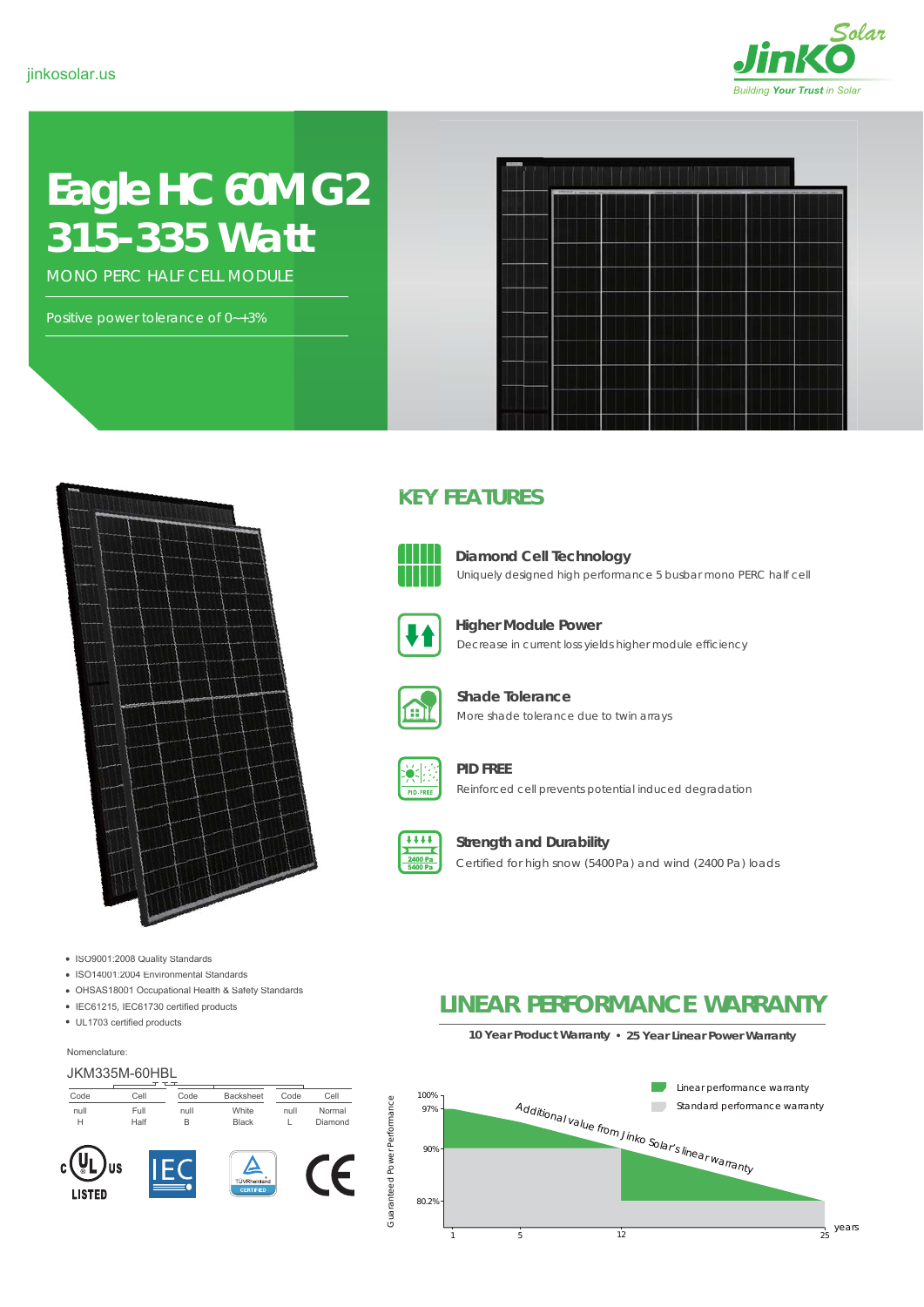jinkosolar.us

# Eagle HC 60M G2
# 315-335 Watt

MONO PERC HALF CELL MODULE

Positive power tolerance of 0~+3%

## KEY FEATURES

**Diamond Cell Technology**
Uniquely designed high performance 5 busbar mono PERC half cell

**Higher Module Power**
Decrease in current loss yields higher module efficiency

**Shade Tolerance**
More shade tolerance due to twin arrays

**PID FREE**
Reinforced cell prevents potential induced degradation

**Strength and Durability**
Certified for high snow (5400Pa) and wind (2400 Pa) loads

- ISO9001:2008 Quality Standards
- ISO14001:2004 Environmental Standards
- OHSAS18001 Occupational Health & Safety Standards
- IEC61215, IEC61730 certified products
- UL1703 certified products

Nomenclature:

JKM335M-60HBL

| Code | Cell | Code | Backsheet | Code | Cell |
|---|---|---|---|---|---|
| null | Full | null | White | null | Normal |
| H | Half | B | Black | L | Diamond |

## LINEAR PERFORMANCE WARRANTY

**10 Year Product Warranty • 25 Year Linear Power Warranty**

Linear performance warranty
Standard performance warranty

Guaranteed Power Performance: 100%, 97%, 90%, 80.2%

Additional value from Jinko Solar's linear warranty

years: 1, 5, 12, 25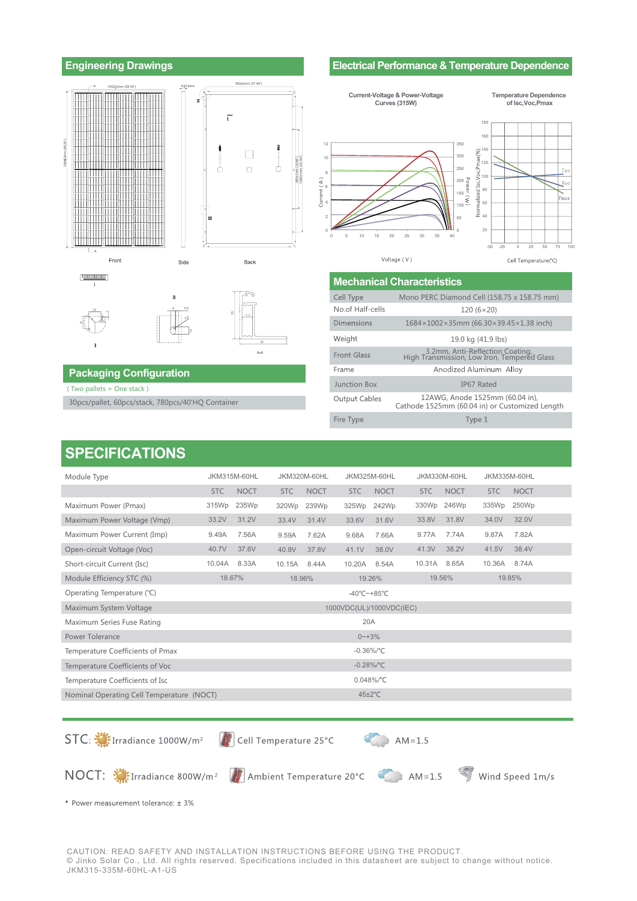## Engineering Drawings

1002±2mm (39.45")

952±2mm (37.48")

H±0.5mm

1684±2mm (66.30")

Front

Side

Back

A-A

## Packaging Configuration

( Two pallets = One stack )

30pcs/pallet, 60pcs/stack, 780pcs/40'HQ Container

## Electrical Performance & Temperature Dependence

Current-Voltage & Power-Voltage Curves (315W)

Current ( A )

Power ( W )

Voltage ( V )

Temperature Dependence of Isc,Voc,Pmax

Normalized Isc,Voc,Pmax(%)

Isc

Voc

Pmax

Cell Temperature(°C)

## Mechanical Characteristics

| | |
|---|---|
| Cell Type | Mono PERC Diamond Cell (158.75 x 158.75 mm) |
| No.of Half-cells | 120 (6×20) |
| Dimensions | 1684×1002×35mm (66.30×39.45×1.38 inch) |
| Weight | 19.0 kg (41.9 lbs) |
| Front Glass | 3.2mm, Anti-Reflection Coating, High Transmission, Low Iron, Tempered Glass |
| Frame | Anodized Aluminum Alloy |
| Junction Box | IP67 Rated |
| Output Cables | 12AWG, Anode 1525mm (60.04 in), Cathode 1525mm (60.04 in) or Customized Length |
| Fire Type | Type 1 |

## SPECIFICATIONS

| Module Type | JKM315M-60HL | | JKM320M-60HL | | JKM325M-60HL | | JKM330M-60HL | | JKM335M-60HL | |
|---|---|---|---|---|---|---|---|---|---|---|
| | STC | NOCT | STC | NOCT | STC | NOCT | STC | NOCT | STC | NOCT |
| Maximum Power (Pmax) | 315Wp | 235Wp | 320Wp | 239Wp | 325Wp | 242Wp | 330Wp | 246Wp | 335Wp | 250Wp |
| Maximum Power Voltage (Vmp) | 33.2V | 31.2V | 33.4V | 31.4V | 33.6V | 31.6V | 33.8V | 31.8V | 34.0V | 32.0V |
| Maximum Power Current (Imp) | 9.49A | 7.56A | 9.59A | 7.62A | 9.68A | 7.66A | 9.77A | 7.74A | 9.87A | 7.82A |
| Open-circuit Voltage (Voc) | 40.7V | 37.6V | 40.9V | 37.8V | 41.1V | 38.0V | 41.3V | 38.2V | 41.5V | 38.4V |
| Short-circuit Current (Isc) | 10.04A | 8.33A | 10.15A | 8.44A | 10.20A | 8.54A | 10.31A | 8.65A | 10.36A | 8.74A |
| Module Efficiency STC (%) | 18.67% | | 18.96% | | 19.26% | | 19.56% | | 19.85% | |
| Operating Temperature (℃) | -40℃~+85℃ | | | | | | | | | |
| Maximum System Voltage | 1000VDC(UL)/1000VDC(IEC) | | | | | | | | | |
| Maximum Series Fuse Rating | 20A | | | | | | | | | |
| Power Tolerance | 0~+3% | | | | | | | | | |
| Temperature Coefficients of Pmax | -0.36%/℃ | | | | | | | | | |
| Temperature Coefficients of Voc | -0.28%/℃ | | | | | | | | | |
| Temperature Coefficients of Isc | 0.048%/℃ | | | | | | | | | |
| Nominal Operating Cell Temperature (NOCT) | 45±2℃ | | | | | | | | | |

STC: Irradiance 1000W/m² Cell Temperature 25°C AM=1.5

NOCT: Irradiance 800W/m² Ambient Temperature 20°C AM=1.5 Wind Speed 1m/s

* Power measurement tolerance: ± 3%

CAUTION: READ SAFETY AND INSTALLATION INSTRUCTIONS BEFORE USING THE PRODUCT.
© Jinko Solar Co., Ltd. All rights reserved. Specifications included in this datasheet are subject to change without notice.
JKM315-335M-60HL-A1-US